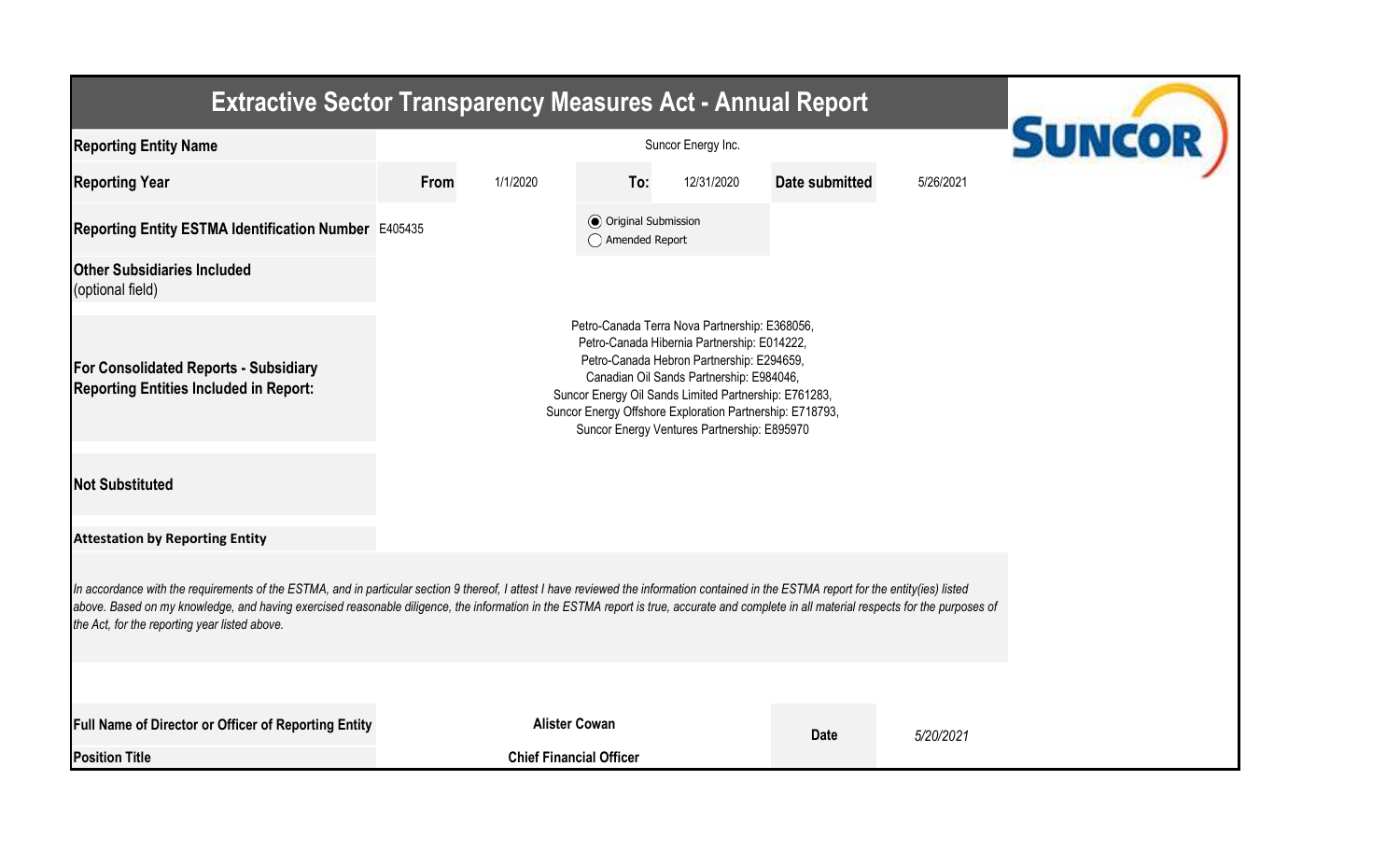# Extractive Sector Transparency Measures Act - Annual Report

| | | | | | | |
|---|---|---|---|---|---|---|
| **Reporting Entity Name** | Suncor Energy Inc. | | | | | |
| **Reporting Year** | **From** | 1/1/2020 | **To:** | 12/31/2020 | **Date submitted** | 5/26/2021 |
| **Reporting Entity ESTMA Identification Number** | E405435 | | (●) Original Submission<br>( ) Amended Report | | | |
| **Other Subsidiaries Included** (optional field) | | | | | | |
| **For Consolidated Reports - Subsidiary Reporting Entities Included in Report:** | Petro-Canada Terra Nova Partnership: E368056,<br>Petro-Canada Hibernia Partnership: E014222,<br>Petro-Canada Hebron Partnership: E294659,<br>Canadian Oil Sands Partnership: E984046,<br>Suncor Energy Oil Sands Limited Partnership: E761283,<br>Suncor Energy Offshore Exploration Partnership: E718793,<br>Suncor Energy Ventures Partnership: E895970 | | | | | |
| **Not Substituted** | | | | | | |

**Attestation by Reporting Entity**

*In accordance with the requirements of the ESTMA, and in particular section 9 thereof, I attest I have reviewed the information contained in the ESTMA report for the entity(ies) listed above. Based on my knowledge, and having exercised reasonable diligence, the information in the ESTMA report is true, accurate and complete in all material respects for the purposes of the Act, for the reporting year listed above.*

| | | | |
|---|---|---|---|
| **Full Name of Director or Officer of Reporting Entity** | **Alister Cowan** | **Date** | *5/20/2021* |
| **Position Title** | **Chief Financial Officer** | | |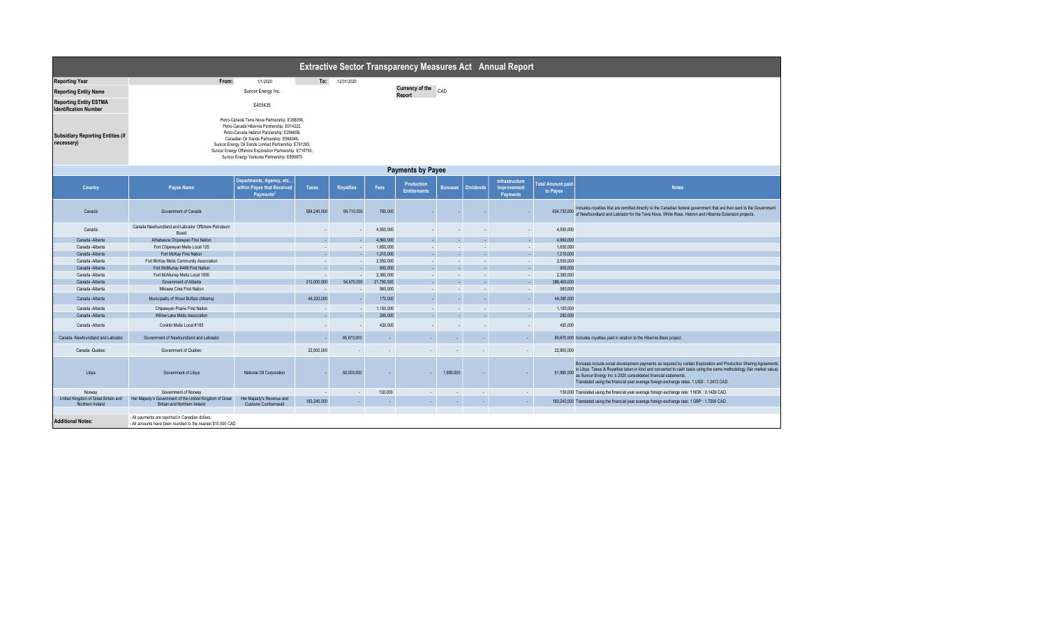# Extractive Sector Transparency Measures Act Annual Report

| | | | |
|---|---|---|---|
| **Reporting Year** | From: 1/1/2020 | To: 12/31/2020 | |
| **Reporting Entity Name** | Suncor Energy Inc. | Currency of the Report | CAD |
| **Reporting Entity ESTMA Identification Number** | E405435 | | |
| **Subsidiary Reporting Entities (if necessary)** | Petro-Canada Terra Nova Partnership: E368056, Petro-Canada Hibernia Partnership: E014222, Petro-Canada Hebron Partnership: E294659, Canadian Oil Sands Partnership: E984046, Suncor Energy Oil Sands Limited Partnership: E761283, Suncor Energy Offshore Exploration Partnership: E718793, Suncor Energy Ventures Partnership: E895970 | | |

## Payments by Payee

| Country | Payee Name | Departments, Agency, etc... within Payee that Received Payments[2] | Taxes | Royalties | Fees | Production Entitlements | Bonuses | Dividends | Infrastructure Improvement Payments | Total Amount paid to Payee | Notes |
|---|---|---|---|---|---|---|---|---|---|---|---|
| Canada | Government of Canada | | 584,240,000 | 69,710,000 | 780,000 | - | - | - | - | 654,730,000 | Includes royalties that are remitted directly to the Canadian federal government that are then sent to the Government of Newfoundland and Labrador for the Terra Nova, White Rose, Hebron and Hibernia Extension projects. |
| Canada | Canada Newfoundland and Labrador Offshore Petroleum Board | | - | - | 4,550,000 | - | - | - | - | 4,550,000 | |
| Canada -Alberta | Athabasca Chipewyan First Nation | | - | - | 4,960,000 | - | - | - | - | 4,960,000 | |
| Canada -Alberta | Fort Chipewyan Metis Local 125 | | - | - | 1,650,000 | - | - | - | - | 1,650,000 | |
| Canada -Alberta | Fort McKay First Nation | | - | - | 1,210,000 | - | - | - | - | 1,210,000 | |
| Canada -Alberta | Fort McKay Metis Community Association | | - | - | 2,550,000 | - | - | - | - | 2,550,000 | |
| Canada -Alberta | Fort McMurray #468 First Nation | | - | - | 900,000 | - | - | - | - | 900,000 | |
| Canada -Alberta | Fort McMurray Metis Local 1935 | | - | - | 2,380,000 | - | - | - | - | 2,380,000 | |
| Canada -Alberta | Government of Alberta | | 212,000,000 | 54,670,000 | 21,790,000 | - | - | - | - | 288,460,000 | |
| Canada -Alberta | Mikisew Cree First Nation | | - | - | 560,000 | - | - | - | - | 560,000 | |
| Canada -Alberta | Municipality of Wood Buffalo (Alberta) | | 49,220,000 | - | 170,000 | - | - | - | - | 49,390,000 | |
| Canada -Alberta | Chipewyan Prairie First Nation | | - | - | 1,150,000 | - | - | - | - | 1,150,000 | |
| Canada -Alberta | Willow Lake Metis Association | | - | - | 280,000 | - | - | - | - | 280,000 | |
| Canada -Alberta | Conklin Metis Local #193 | | - | - | 430,000 | - | - | - | - | 430,000 | |
| Canada -Newfoundland and Labrador | Government of Newfoundland and Labrador | | - | 85,670,000 | - | - | - | - | - | 85,670,000 | Includes royalties paid in relation to the Hibernia Base project. |
| Canada -Quebec | Government of Quebec | | 22,800,000 | - | - | - | - | - | - | 22,800,000 | |
| Libya | Government of Libya | National Oil Corporation | - | 50,000,000 | - | - | 1,990,000 | - | - | 51,990,000 | Bonuses include social development payments as required by certain Exploration and Production Sharing Agreements in Libya. Taxes & Royalties taken in kind and converted to cash basis using the same methodology (fair market value) as Suncor Energy Inc.'s 2020 consolidated financial statements. Translated using the financial year average foreign exchange rates: 1 USD : 1.3413 CAD. |
| Norway | Government of Norway | | - | - | 130,000 | - | - | - | - | 130,000 | Translated using the financial year average foreign exchange rate: 1 NOK : 0.1426 CAD. |
| United Kingdom of Great Britain and Northern Ireland | Her Majesty's Government of the United Kingdom of Great Britain and Northern Ireland | Her Majesty's Revenue and Customs Cumbernauld | 183,240,000 | - | - | - | - | - | - | 183,240,000 | Translated using the financial year average foreign exchange rate: 1 GBP : 1.7206 CAD. |

**Additional Notes:**
- All payments are reported in Canadian dollars.
- All amounts have been rounded to the nearest $10,000 CAD.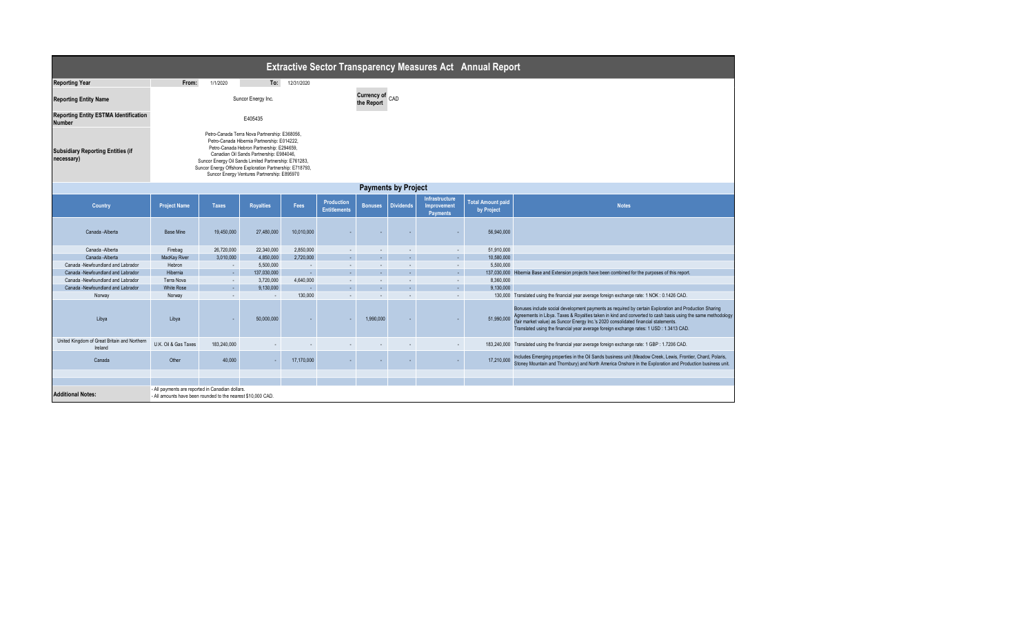# Extractive Sector Transparency Measures Act Annual Report

| | | | |
|---|---|---|---|
| **Reporting Year** | From: 1/1/2020 | To: 12/31/2020 | |
| **Reporting Entity Name** | Suncor Energy Inc. | **Currency of the Report** | CAD |
| **Reporting Entity ESTMA Identification Number** | E405435 | | |
| **Subsidiary Reporting Entities (if necessary)** | Petro-Canada Terra Nova Partnership: E368056, Petro-Canada Hibernia Partnership: E014222, Petro-Canada Hebron Partnership: E294659, Canadian Oil Sands Partnership: E984046, Suncor Energy Oil Sands Limited Partnership: E761283, Suncor Energy Offshore Exploration Partnership: E718793, Suncor Energy Ventures Partnership: E895970 | | |

## Payments by Project

| Country | Project Name | Taxes | Royalties | Fees | Production Entitlements | Bonuses | Dividends | Infrastructure Improvement Payments | Total Amount paid by Project | Notes |
|---|---|---|---|---|---|---|---|---|---|---|
| Canada -Alberta | Base Mine | 19,450,000 | 27,480,000 | 10,010,000 | - | - | - | - | 56,940,000 | |
| Canada -Alberta | Firebag | 26,720,000 | 22,340,000 | 2,850,000 | - | - | - | - | 51,910,000 | |
| Canada -Alberta | MacKay River | 3,010,000 | 4,850,000 | 2,720,000 | - | - | - | - | 10,580,000 | |
| Canada -Newfoundland and Labrador | Hebron | - | 5,500,000 | - | - | - | - | - | 5,500,000 | |
| Canada -Newfoundland and Labrador | Hibernia | - | 137,030,000 | - | - | - | - | - | 137,030,000 | Hibernia Base and Extension projects have been combined for the purposes of this report. |
| Canada -Newfoundland and Labrador | Terra Nova | - | 3,720,000 | 4,640,000 | - | - | - | - | 8,360,000 | |
| Canada -Newfoundland and Labrador | White Rose | - | 9,130,000 | - | - | - | - | - | 9,130,000 | |
| Norway | Norway | - | - | 130,000 | - | - | - | - | 130,000 | Translated using the financial year average foreign exchange rate: 1 NOK : 0.1426 CAD. |
| Libya | Libya | - | 50,000,000 | - | - | 1,990,000 | - | - | 51,990,000 | Bonuses include social development payments as required by certain Exploration and Production Sharing Agreements in Libya. Taxes & Royalties taken in kind and converted to cash basis using the same methodology (fair market value) as Suncor Energy Inc.'s 2020 consolidated financial statements. Translated using the financial year average foreign exchange rates: 1 USD : 1.3413 CAD. |
| United Kingdom of Great Britain and Northern Ireland | U.K. Oil & Gas Taxes | 183,240,000 | - | - | - | - | - | - | 183,240,000 | Translated using the financial year average foreign exchange rate: 1 GBP : 1.7206 CAD. |
| Canada | Other | 40,000 | - | 17,170,000 | - | - | - | - | 17,210,000 | Includes Emerging properties in the Oil Sands business unit (Meadow Creek, Lewis, Frontier, Chard, Polaris, Stoney Mountain and Thornbury) and North America Onshore in the Exploration and Production business unit. |

**Additional Notes:**
- All payments are reported in Canadian dollars.
- All amounts have been rounded to the nearest $10,000 CAD.